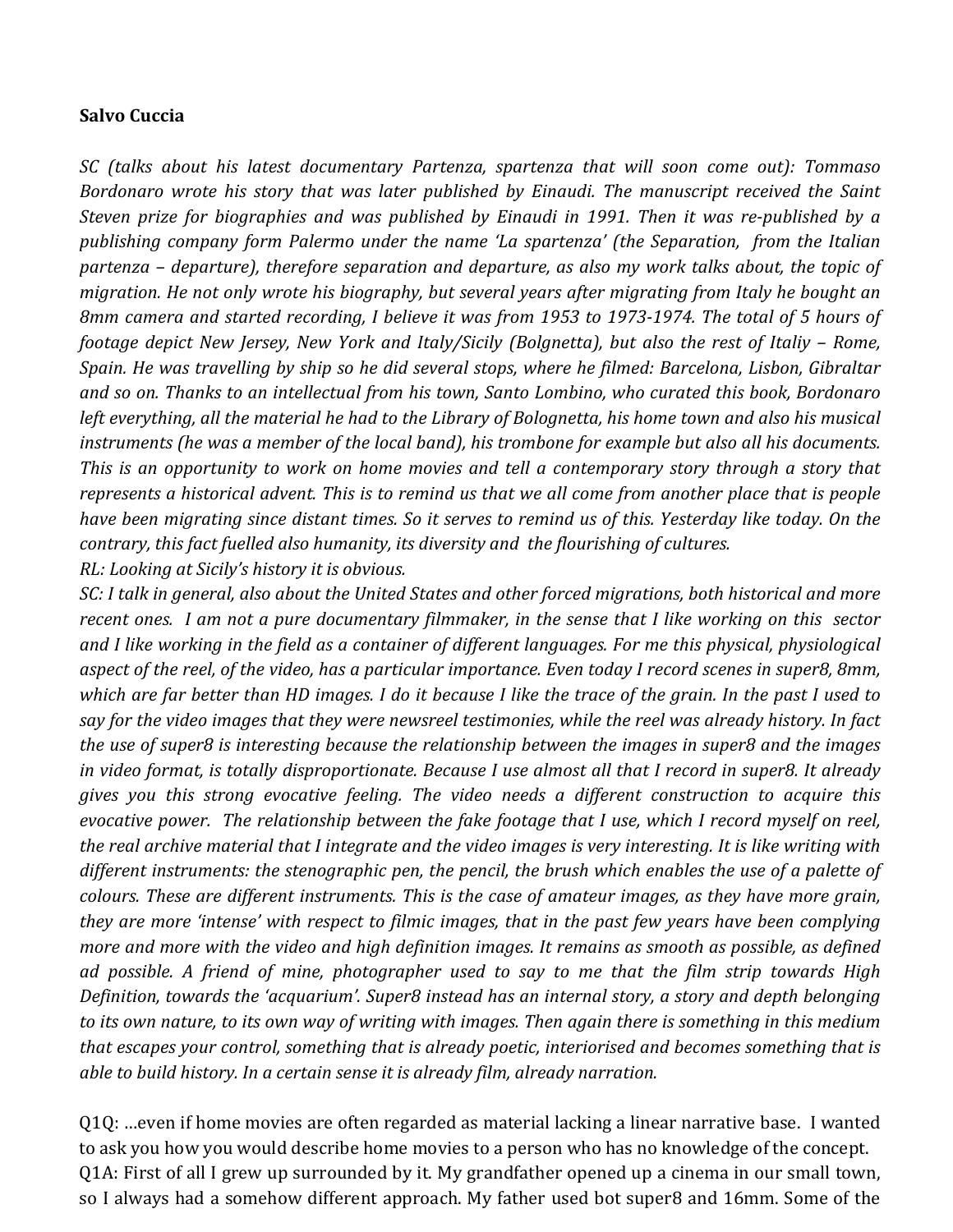**Salvo Cuccia**

*SC (talks about his latest documentary Partenza, spartenza that will soon come out): Tommaso Bordonaro wrote his story that was later published by Einaudi. The manuscript received the Saint Steven prize for biographies and was published by Einaudi in 1991. Then it was re-published by a publishing company form Palermo under the name 'La spartenza' (the Separation, from the Italian partenza – departure), therefore separation and departure, as also my work talks about, the topic of migration. He not only wrote his biography, but several years after migrating from Italy he bought an 8mm camera and started recording, I believe it was from 1953 to 1973-1974. The total of 5 hours of footage depict New Jersey, New York and Italy/Sicily (Bolgnetta), but also the rest of Italiy – Rome, Spain. He was travelling by ship so he did several stops, where he filmed: Barcelona, Lisbon, Gibraltar and so on. Thanks to an intellectual from his town, Santo Lombino, who curated this book, Bordonaro left everything, all the material he had to the Library of Bolognetta, his home town and also his musical instruments (he was a member of the local band), his trombone for example but also all his documents. This is an opportunity to work on home movies and tell a contemporary story through a story that represents a historical advent. This is to remind us that we all come from another place that is people have been migrating since distant times. So it serves to remind us of this. Yesterday like today. On the contrary, this fact fuelled also humanity, its diversity and the flourishing of cultures.*

*RL: Looking at Sicily's history it is obvious.*

*SC: I talk in general, also about the United States and other forced migrations, both historical and more recent ones. I am not a pure documentary filmmaker, in the sense that I like working on this sector and I like working in the field as a container of different languages. For me this physical, physiological aspect of the reel, of the video, has a particular importance. Even today I record scenes in super8, 8mm, which are far better than HD images. I do it because I like the trace of the grain. In the past I used to say for the video images that they were newsreel testimonies, while the reel was already history. In fact the use of super8 is interesting because the relationship between the images in super8 and the images in video format, is totally disproportionate. Because I use almost all that I record in super8. It already gives you this strong evocative feeling. The video needs a different construction to acquire this evocative power. The relationship between the fake footage that I use, which I record myself on reel, the real archive material that I integrate and the video images is very interesting. It is like writing with different instruments: the stenographic pen, the pencil, the brush which enables the use of a palette of colours. These are different instruments. This is the case of amateur images, as they have more grain, they are more 'intense' with respect to filmic images, that in the past few years have been complying more and more with the video and high definition images. It remains as smooth as possible, as defined ad possible. A friend of mine, photographer used to say to me that the film strip towards High Definition, towards the 'acquarium'. Super8 instead has an internal story, a story and depth belonging to its own nature, to its own way of writing with images. Then again there is something in this medium that escapes your control, something that is already poetic, interiorised and becomes something that is able to build history. In a certain sense it is already film, already narration.*

Q1Q: …even if home movies are often regarded as material lacking a linear narrative base. I wanted to ask you how you would describe home movies to a person who has no knowledge of the concept.

Q1A: First of all I grew up surrounded by it. My grandfather opened up a cinema in our small town, so I always had a somehow different approach. My father used bot super8 and 16mm. Some of the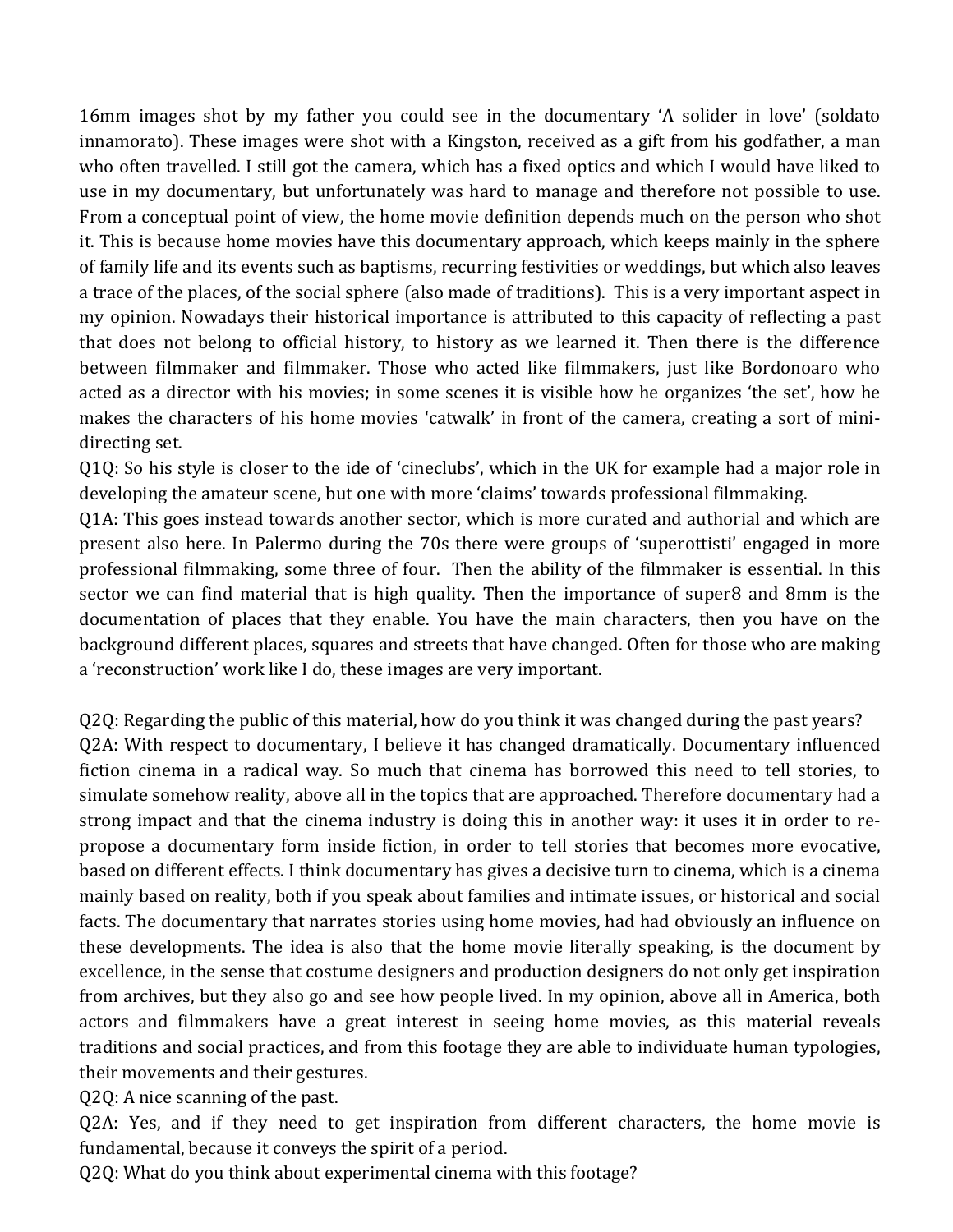16mm images shot by my father you could see in the documentary 'A solider in love' (soldato innamorato). These images were shot with a Kingston, received as a gift from his godfather, a man who often travelled. I still got the camera, which has a fixed optics and which I would have liked to use in my documentary, but unfortunately was hard to manage and therefore not possible to use. From a conceptual point of view, the home movie definition depends much on the person who shot it. This is because home movies have this documentary approach, which keeps mainly in the sphere of family life and its events such as baptisms, recurring festivities or weddings, but which also leaves a trace of the places, of the social sphere (also made of traditions). This is a very important aspect in my opinion. Nowadays their historical importance is attributed to this capacity of reflecting a past that does not belong to official history, to history as we learned it. Then there is the difference between filmmaker and filmmaker. Those who acted like filmmakers, just like Bordonoaro who acted as a director with his movies; in some scenes it is visible how he organizes 'the set', how he makes the characters of his home movies 'catwalk' in front of the camera, creating a sort of mini-directing set.

Q1Q: So his style is closer to the ide of 'cineclubs', which in the UK for example had a major role in developing the amateur scene, but one with more 'claims' towards professional filmmaking.

Q1A: This goes instead towards another sector, which is more curated and authorial and which are present also here. In Palermo during the 70s there were groups of 'superottisti' engaged in more professional filmmaking, some three of four. Then the ability of the filmmaker is essential. In this sector we can find material that is high quality. Then the importance of super8 and 8mm is the documentation of places that they enable. You have the main characters, then you have on the background different places, squares and streets that have changed. Often for those who are making a 'reconstruction' work like I do, these images are very important.

Q2Q: Regarding the public of this material, how do you think it was changed during the past years?

Q2A: With respect to documentary, I believe it has changed dramatically. Documentary influenced fiction cinema in a radical way. So much that cinema has borrowed this need to tell stories, to simulate somehow reality, above all in the topics that are approached. Therefore documentary had a strong impact and that the cinema industry is doing this in another way: it uses it in order to re-propose a documentary form inside fiction, in order to tell stories that becomes more evocative, based on different effects. I think documentary has gives a decisive turn to cinema, which is a cinema mainly based on reality, both if you speak about families and intimate issues, or historical and social facts. The documentary that narrates stories using home movies, had had obviously an influence on these developments. The idea is also that the home movie literally speaking, is the document by excellence, in the sense that costume designers and production designers do not only get inspiration from archives, but they also go and see how people lived. In my opinion, above all in America, both actors and filmmakers have a great interest in seeing home movies, as this material reveals traditions and social practices, and from this footage they are able to individuate human typologies, their movements and their gestures.

Q2Q: A nice scanning of the past.

Q2A: Yes, and if they need to get inspiration from different characters, the home movie is fundamental, because it conveys the spirit of a period.

Q2Q: What do you think about experimental cinema with this footage?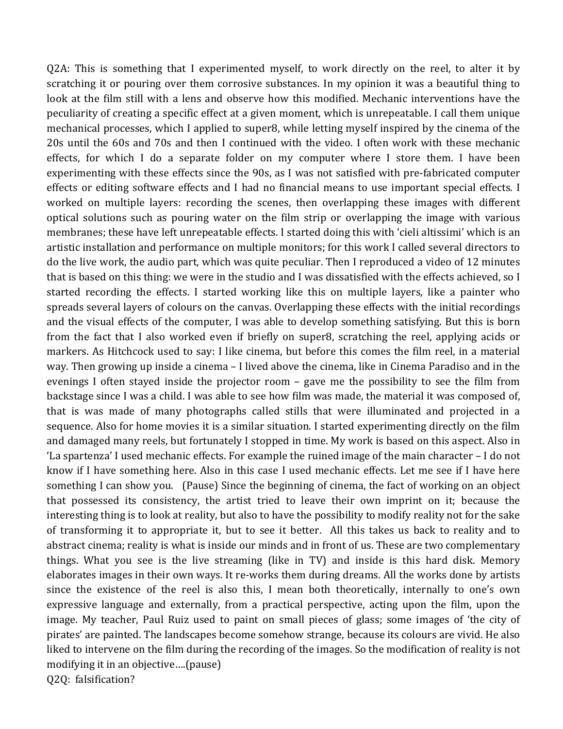Q2A: This is something that I experimented myself, to work directly on the reel, to alter it by scratching it or pouring over them corrosive substances. In my opinion it was a beautiful thing to look at the film still with a lens and observe how this modified. Mechanic interventions have the peculiarity of creating a specific effect at a given moment, which is unrepeatable. I call them unique mechanical processes, which I applied to super8, while letting myself inspired by the cinema of the 20s until the 60s and 70s and then I continued with the video. I often work with these mechanic effects, for which I do a separate folder on my computer where I store them. I have been experimenting with these effects since the 90s, as I was not satisfied with pre-fabricated computer effects or editing software effects and I had no financial means to use important special effects. I worked on multiple layers: recording the scenes, then overlapping these images with different optical solutions such as pouring water on the film strip or overlapping the image with various membranes; these have left unrepeatable effects. I started doing this with 'cieli altissimi' which is an artistic installation and performance on multiple monitors; for this work I called several directors to do the live work, the audio part, which was quite peculiar. Then I reproduced a video of 12 minutes that is based on this thing: we were in the studio and I was dissatisfied with the effects achieved, so I started recording the effects. I started working like this on multiple layers, like a painter who spreads several layers of colours on the canvas. Overlapping these effects with the initial recordings and the visual effects of the computer, I was able to develop something satisfying. But this is born from the fact that I also worked even if briefly on super8, scratching the reel, applying acids or markers. As Hitchcock used to say: I like cinema, but before this comes the film reel, in a material way. Then growing up inside a cinema – I lived above the cinema, like in Cinema Paradiso and in the evenings I often stayed inside the projector room – gave me the possibility to see the film from backstage since I was a child. I was able to see how film was made, the material it was composed of, that is was made of many photographs called stills that were illuminated and projected in a sequence. Also for home movies it is a similar situation. I started experimenting directly on the film and damaged many reels, but fortunately I stopped in time. My work is based on this aspect. Also in 'La spartenza' I used mechanic effects. For example the ruined image of the main character – I do not know if I have something here. Also in this case I used mechanic effects. Let me see if I have here something I can show you. (Pause) Since the beginning of cinema, the fact of working on an object that possessed its consistency, the artist tried to leave their own imprint on it; because the interesting thing is to look at reality, but also to have the possibility to modify reality not for the sake of transforming it to appropriate it, but to see it better. All this takes us back to reality and to abstract cinema; reality is what is inside our minds and in front of us. These are two complementary things. What you see is the live streaming (like in TV) and inside is this hard disk. Memory elaborates images in their own ways. It re-works them during dreams. All the works done by artists since the existence of the reel is also this, I mean both theoretically, internally to one's own expressive language and externally, from a practical perspective, acting upon the film, upon the image. My teacher, Paul Ruiz used to paint on small pieces of glass; some images of 'the city of pirates' are painted. The landscapes become somehow strange, because its colours are vivid. He also liked to intervene on the film during the recording of the images. So the modification of reality is not modifying it in an objective….(pause)

Q2Q: falsification?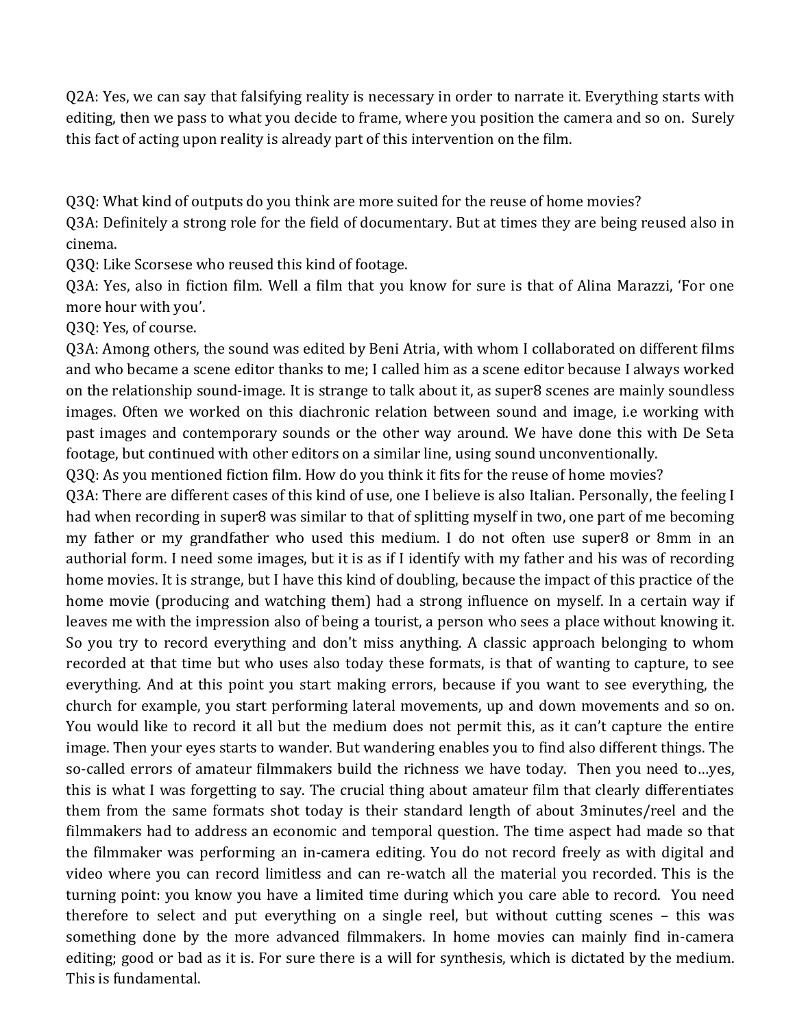Q2A: Yes, we can say that falsifying reality is necessary in order to narrate it. Everything starts with editing, then we pass to what you decide to frame, where you position the camera and so on. Surely this fact of acting upon reality is already part of this intervention on the film.

Q3Q: What kind of outputs do you think are more suited for the reuse of home movies?

Q3A: Definitely a strong role for the field of documentary. But at times they are being reused also in cinema.

Q3Q: Like Scorsese who reused this kind of footage.

Q3A: Yes, also in fiction film. Well a film that you know for sure is that of Alina Marazzi, 'For one more hour with you'.

Q3Q: Yes, of course.

Q3A: Among others, the sound was edited by Beni Atria, with whom I collaborated on different films and who became a scene editor thanks to me; I called him as a scene editor because I always worked on the relationship sound-image. It is strange to talk about it, as super8 scenes are mainly soundless images. Often we worked on this diachronic relation between sound and image, i.e working with past images and contemporary sounds or the other way around. We have done this with De Seta footage, but continued with other editors on a similar line, using sound unconventionally.

Q3Q: As you mentioned fiction film. How do you think it fits for the reuse of home movies?

Q3A: There are different cases of this kind of use, one I believe is also Italian. Personally, the feeling I had when recording in super8 was similar to that of splitting myself in two, one part of me becoming my father or my grandfather who used this medium. I do not often use super8 or 8mm in an authorial form. I need some images, but it is as if I identify with my father and his was of recording home movies. It is strange, but I have this kind of doubling, because the impact of this practice of the home movie (producing and watching them) had a strong influence on myself. In a certain way if leaves me with the impression also of being a tourist, a person who sees a place without knowing it. So you try to record everything and don't miss anything. A classic approach belonging to whom recorded at that time but who uses also today these formats, is that of wanting to capture, to see everything. And at this point you start making errors, because if you want to see everything, the church for example, you start performing lateral movements, up and down movements and so on. You would like to record it all but the medium does not permit this, as it can't capture the entire image. Then your eyes starts to wander. But wandering enables you to find also different things. The so-called errors of amateur filmmakers build the richness we have today. Then you need to…yes, this is what I was forgetting to say. The crucial thing about amateur film that clearly differentiates them from the same formats shot today is their standard length of about 3minutes/reel and the filmmakers had to address an economic and temporal question. The time aspect had made so that the filmmaker was performing an in-camera editing. You do not record freely as with digital and video where you can record limitless and can re-watch all the material you recorded. This is the turning point: you know you have a limited time during which you care able to record. You need therefore to select and put everything on a single reel, but without cutting scenes – this was something done by the more advanced filmmakers. In home movies can mainly find in-camera editing; good or bad as it is. For sure there is a will for synthesis, which is dictated by the medium. This is fundamental.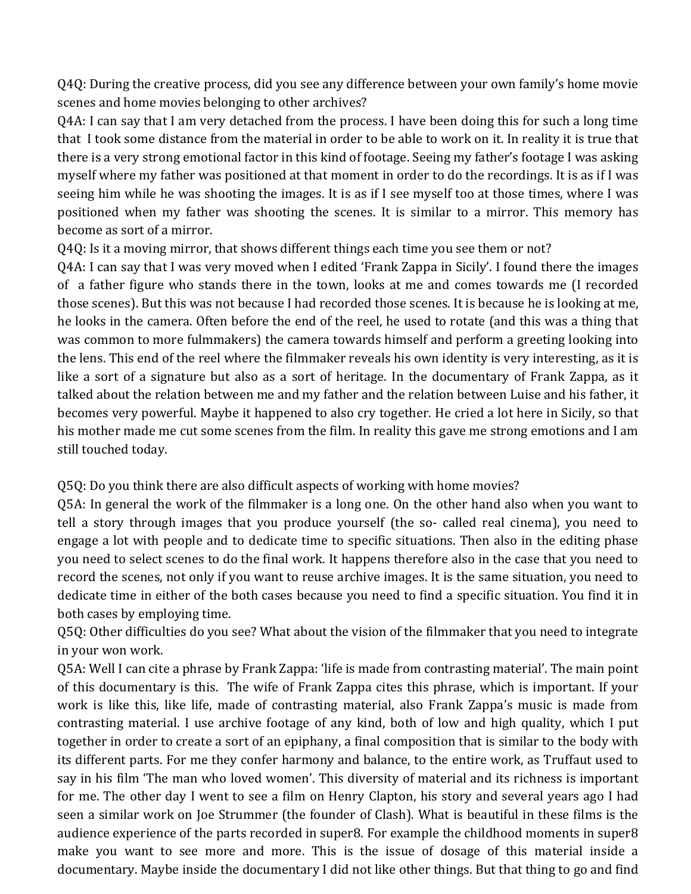Q4Q: During the creative process, did you see any difference between your own family's home movie scenes and home movies belonging to other archives?

Q4A: I can say that I am very detached from the process. I have been doing this for such a long time that I took some distance from the material in order to be able to work on it. In reality it is true that there is a very strong emotional factor in this kind of footage. Seeing my father's footage I was asking myself where my father was positioned at that moment in order to do the recordings. It is as if I was seeing him while he was shooting the images. It is as if I see myself too at those times, where I was positioned when my father was shooting the scenes. It is similar to a mirror. This memory has become as sort of a mirror.

Q4Q: Is it a moving mirror, that shows different things each time you see them or not?

Q4A: I can say that I was very moved when I edited 'Frank Zappa in Sicily'. I found there the images of a father figure who stands there in the town, looks at me and comes towards me (I recorded those scenes). But this was not because I had recorded those scenes. It is because he is looking at me, he looks in the camera. Often before the end of the reel, he used to rotate (and this was a thing that was common to more fulmmakers) the camera towards himself and perform a greeting looking into the lens. This end of the reel where the filmmaker reveals his own identity is very interesting, as it is like a sort of a signature but also as a sort of heritage. In the documentary of Frank Zappa, as it talked about the relation between me and my father and the relation between Luise and his father, it becomes very powerful. Maybe it happened to also cry together. He cried a lot here in Sicily, so that his mother made me cut some scenes from the film. In reality this gave me strong emotions and I am still touched today.

Q5Q: Do you think there are also difficult aspects of working with home movies?

Q5A: In general the work of the filmmaker is a long one. On the other hand also when you want to tell a story through images that you produce yourself (the so- called real cinema), you need to engage a lot with people and to dedicate time to specific situations. Then also in the editing phase you need to select scenes to do the final work. It happens therefore also in the case that you need to record the scenes, not only if you want to reuse archive images. It is the same situation, you need to dedicate time in either of the both cases because you need to find a specific situation. You find it in both cases by employing time.

Q5Q: Other difficulties do you see? What about the vision of the filmmaker that you need to integrate in your won work.

Q5A: Well I can cite a phrase by Frank Zappa: 'life is made from contrasting material'. The main point of this documentary is this. The wife of Frank Zappa cites this phrase, which is important. If your work is like this, like life, made of contrasting material, also Frank Zappa's music is made from contrasting material. I use archive footage of any kind, both of low and high quality, which I put together in order to create a sort of an epiphany, a final composition that is similar to the body with its different parts. For me they confer harmony and balance, to the entire work, as Truffaut used to say in his film 'The man who loved women'. This diversity of material and its richness is important for me. The other day I went to see a film on Henry Clapton, his story and several years ago I had seen a similar work on Joe Strummer (the founder of Clash). What is beautiful in these films is the audience experience of the parts recorded in super8. For example the childhood moments in super8 make you want to see more and more. This is the issue of dosage of this material inside a documentary. Maybe inside the documentary I did not like other things. But that thing to go and find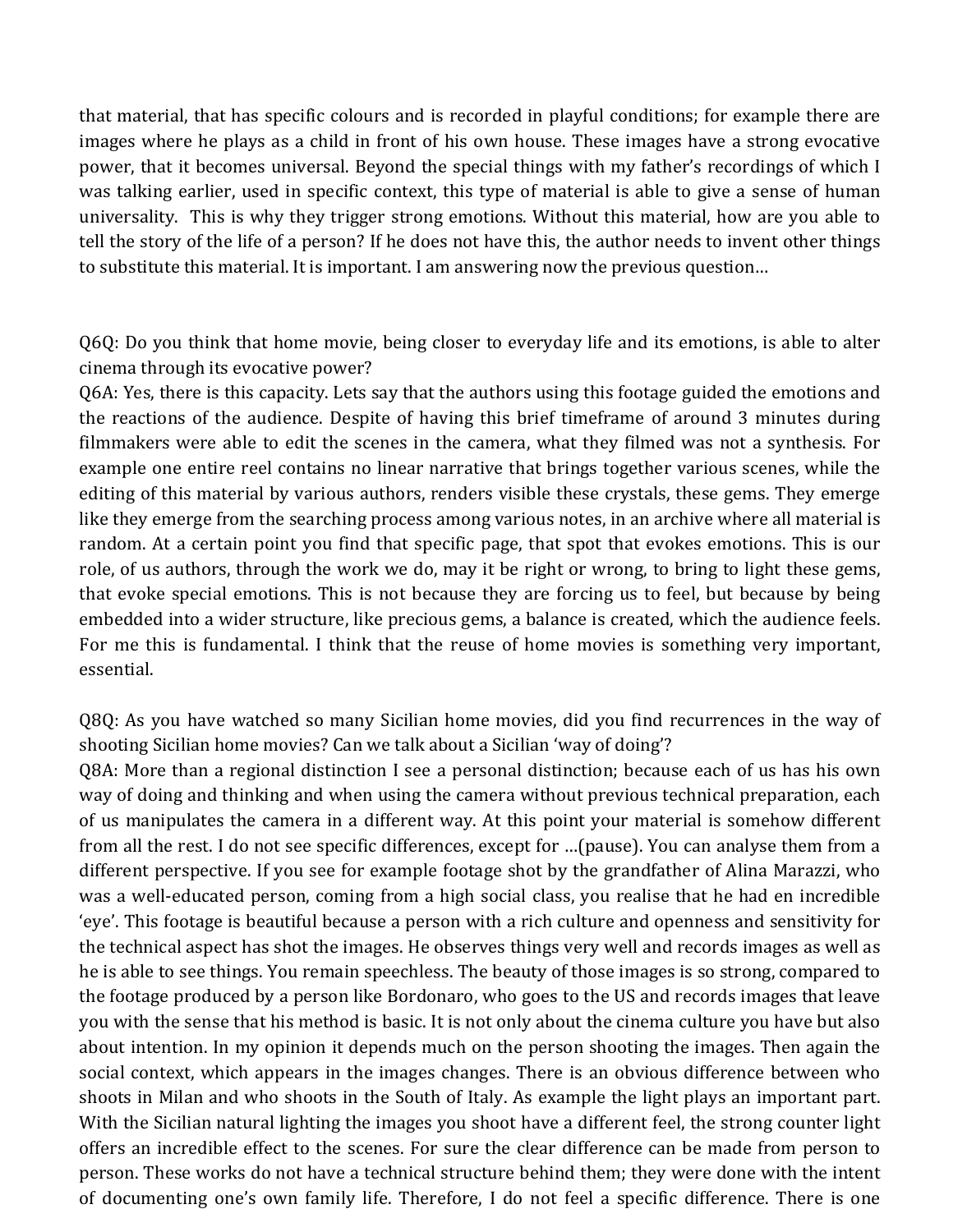that material, that has specific colours and is recorded in playful conditions; for example there are images where he plays as a child in front of his own house. These images have a strong evocative power, that it becomes universal. Beyond the special things with my father's recordings of which I was talking earlier, used in specific context, this type of material is able to give a sense of human universality. This is why they trigger strong emotions. Without this material, how are you able to tell the story of the life of a person? If he does not have this, the author needs to invent other things to substitute this material. It is important. I am answering now the previous question…

Q6Q: Do you think that home movie, being closer to everyday life and its emotions, is able to alter cinema through its evocative power?

Q6A: Yes, there is this capacity. Lets say that the authors using this footage guided the emotions and the reactions of the audience. Despite of having this brief timeframe of around 3 minutes during filmmakers were able to edit the scenes in the camera, what they filmed was not a synthesis. For example one entire reel contains no linear narrative that brings together various scenes, while the editing of this material by various authors, renders visible these crystals, these gems. They emerge like they emerge from the searching process among various notes, in an archive where all material is random. At a certain point you find that specific page, that spot that evokes emotions. This is our role, of us authors, through the work we do, may it be right or wrong, to bring to light these gems, that evoke special emotions. This is not because they are forcing us to feel, but because by being embedded into a wider structure, like precious gems, a balance is created, which the audience feels. For me this is fundamental. I think that the reuse of home movies is something very important, essential.

Q8Q: As you have watched so many Sicilian home movies, did you find recurrences in the way of shooting Sicilian home movies? Can we talk about a Sicilian 'way of doing'?

Q8A: More than a regional distinction I see a personal distinction; because each of us has his own way of doing and thinking and when using the camera without previous technical preparation, each of us manipulates the camera in a different way. At this point your material is somehow different from all the rest. I do not see specific differences, except for …(pause). You can analyse them from a different perspective. If you see for example footage shot by the grandfather of Alina Marazzi, who was a well-educated person, coming from a high social class, you realise that he had en incredible 'eye'. This footage is beautiful because a person with a rich culture and openness and sensitivity for the technical aspect has shot the images. He observes things very well and records images as well as he is able to see things. You remain speechless. The beauty of those images is so strong, compared to the footage produced by a person like Bordonaro, who goes to the US and records images that leave you with the sense that his method is basic. It is not only about the cinema culture you have but also about intention. In my opinion it depends much on the person shooting the images. Then again the social context, which appears in the images changes. There is an obvious difference between who shoots in Milan and who shoots in the South of Italy. As example the light plays an important part. With the Sicilian natural lighting the images you shoot have a different feel, the strong counter light offers an incredible effect to the scenes. For sure the clear difference can be made from person to person. These works do not have a technical structure behind them; they were done with the intent of documenting one's own family life. Therefore, I do not feel a specific difference. There is one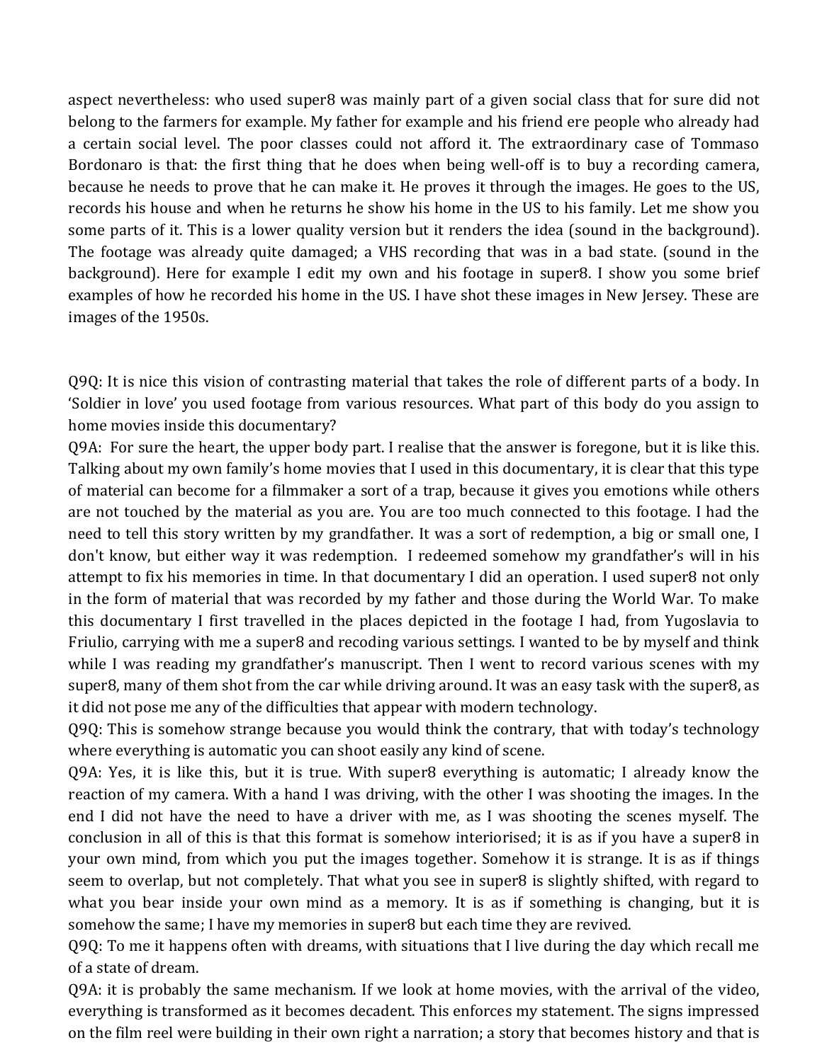aspect nevertheless: who used super8 was mainly part of a given social class that for sure did not belong to the farmers for example. My father for example and his friend ere people who already had a certain social level. The poor classes could not afford it. The extraordinary case of Tommaso Bordonaro is that: the first thing that he does when being well-off is to buy a recording camera, because he needs to prove that he can make it. He proves it through the images. He goes to the US, records his house and when he returns he show his home in the US to his family. Let me show you some parts of it. This is a lower quality version but it renders the idea (sound in the background). The footage was already quite damaged; a VHS recording that was in a bad state. (sound in the background). Here for example I edit my own and his footage in super8. I show you some brief examples of how he recorded his home in the US. I have shot these images in New Jersey. These are images of the 1950s.

Q9Q: It is nice this vision of contrasting material that takes the role of different parts of a body. In 'Soldier in love' you used footage from various resources. What part of this body do you assign to home movies inside this documentary?

Q9A: For sure the heart, the upper body part. I realise that the answer is foregone, but it is like this. Talking about my own family's home movies that I used in this documentary, it is clear that this type of material can become for a filmmaker a sort of a trap, because it gives you emotions while others are not touched by the material as you are. You are too much connected to this footage. I had the need to tell this story written by my grandfather. It was a sort of redemption, a big or small one, I don't know, but either way it was redemption. I redeemed somehow my grandfather's will in his attempt to fix his memories in time. In that documentary I did an operation. I used super8 not only in the form of material that was recorded by my father and those during the World War. To make this documentary I first travelled in the places depicted in the footage I had, from Yugoslavia to Friulio, carrying with me a super8 and recoding various settings. I wanted to be by myself and think while I was reading my grandfather's manuscript. Then I went to record various scenes with my super8, many of them shot from the car while driving around. It was an easy task with the super8, as it did not pose me any of the difficulties that appear with modern technology.

Q9Q: This is somehow strange because you would think the contrary, that with today's technology where everything is automatic you can shoot easily any kind of scene.

Q9A: Yes, it is like this, but it is true. With super8 everything is automatic; I already know the reaction of my camera. With a hand I was driving, with the other I was shooting the images. In the end I did not have the need to have a driver with me, as I was shooting the scenes myself. The conclusion in all of this is that this format is somehow interiorised; it is as if you have a super8 in your own mind, from which you put the images together. Somehow it is strange. It is as if things seem to overlap, but not completely. That what you see in super8 is slightly shifted, with regard to what you bear inside your own mind as a memory. It is as if something is changing, but it is somehow the same; I have my memories in super8 but each time they are revived.

Q9Q: To me it happens often with dreams, with situations that I live during the day which recall me of a state of dream.

Q9A: it is probably the same mechanism. If we look at home movies, with the arrival of the video, everything is transformed as it becomes decadent. This enforces my statement. The signs impressed on the film reel were building in their own right a narration; a story that becomes history and that is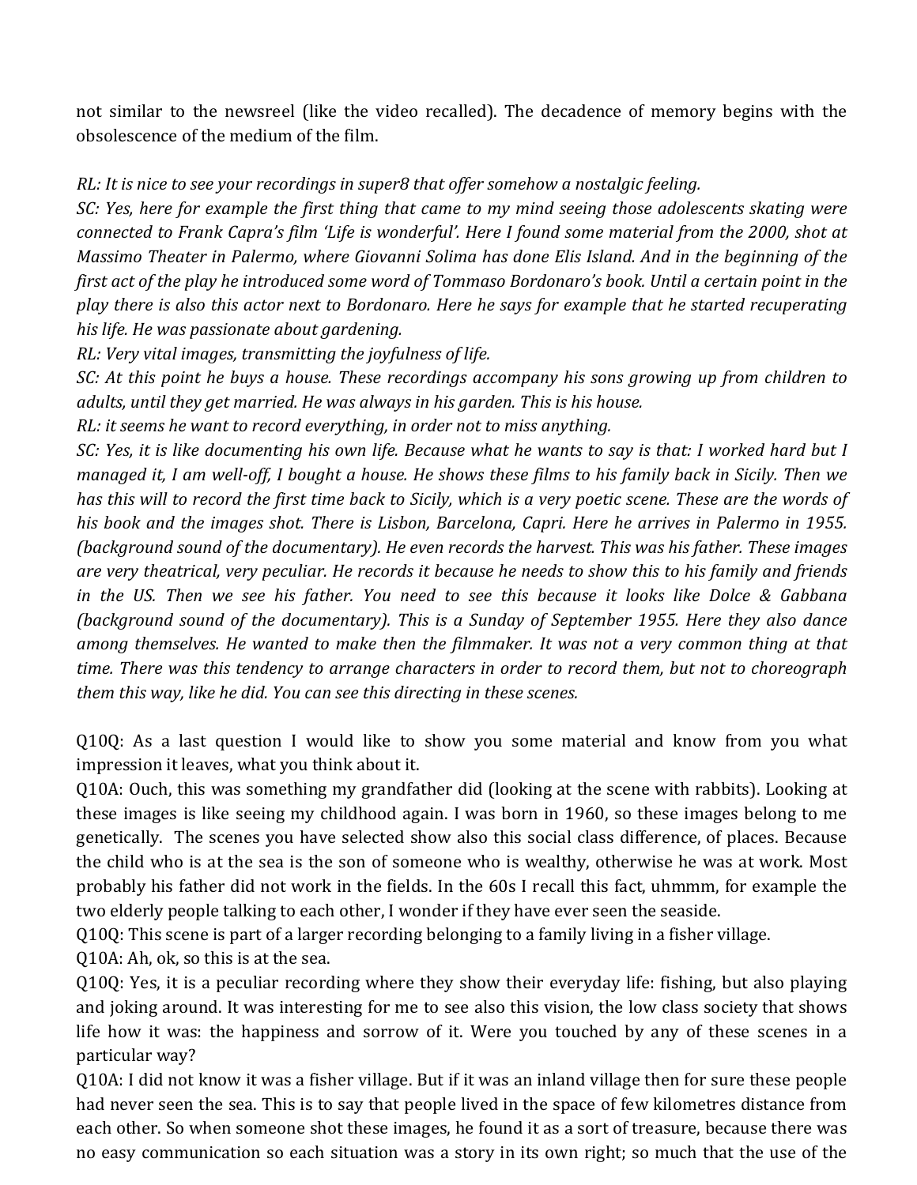not similar to the newsreel (like the video recalled). The decadence of memory begins with the obsolescence of the medium of the film.

*RL: It is nice to see your recordings in super8 that offer somehow a nostalgic feeling.*
*SC: Yes, here for example the first thing that came to my mind seeing those adolescents skating were connected to Frank Capra's film 'Life is wonderful'. Here I found some material from the 2000, shot at Massimo Theater in Palermo, where Giovanni Solima has done Elis Island. And in the beginning of the first act of the play he introduced some word of Tommaso Bordonaro's book. Until a certain point in the play there is also this actor next to Bordonaro. Here he says for example that he started recuperating his life. He was passionate about gardening.*
*RL: Very vital images, transmitting the joyfulness of life.*
*SC: At this point he buys a house. These recordings accompany his sons growing up from children to adults, until they get married. He was always in his garden. This is his house.*
*RL: it seems he want to record everything, in order not to miss anything.*
*SC: Yes, it is like documenting his own life. Because what he wants to say is that: I worked hard but I managed it, I am well-off, I bought a house. He shows these films to his family back in Sicily. Then we has this will to record the first time back to Sicily, which is a very poetic scene. These are the words of his book and the images shot. There is Lisbon, Barcelona, Capri. Here he arrives in Palermo in 1955. (background sound of the documentary). He even records the harvest. This was his father. These images are very theatrical, very peculiar. He records it because he needs to show this to his family and friends in the US. Then we see his father. You need to see this because it looks like Dolce & Gabbana (background sound of the documentary). This is a Sunday of September 1955. Here they also dance among themselves. He wanted to make then the filmmaker. It was not a very common thing at that time. There was this tendency to arrange characters in order to record them, but not to choreograph them this way, like he did. You can see this directing in these scenes.*

Q10Q: As a last question I would like to show you some material and know from you what impression it leaves, what you think about it.
Q10A: Ouch, this was something my grandfather did (looking at the scene with rabbits). Looking at these images is like seeing my childhood again. I was born in 1960, so these images belong to me genetically. The scenes you have selected show also this social class difference, of places. Because the child who is at the sea is the son of someone who is wealthy, otherwise he was at work. Most probably his father did not work in the fields. In the 60s I recall this fact, uhmmm, for example the two elderly people talking to each other, I wonder if they have ever seen the seaside.
Q10Q: This scene is part of a larger recording belonging to a family living in a fisher village.
Q10A: Ah, ok, so this is at the sea.
Q10Q: Yes, it is a peculiar recording where they show their everyday life: fishing, but also playing and joking around. It was interesting for me to see also this vision, the low class society that shows life how it was: the happiness and sorrow of it. Were you touched by any of these scenes in a particular way?
Q10A: I did not know it was a fisher village. But if it was an inland village then for sure these people had never seen the sea. This is to say that people lived in the space of few kilometres distance from each other. So when someone shot these images, he found it as a sort of treasure, because there was no easy communication so each situation was a story in its own right; so much that the use of the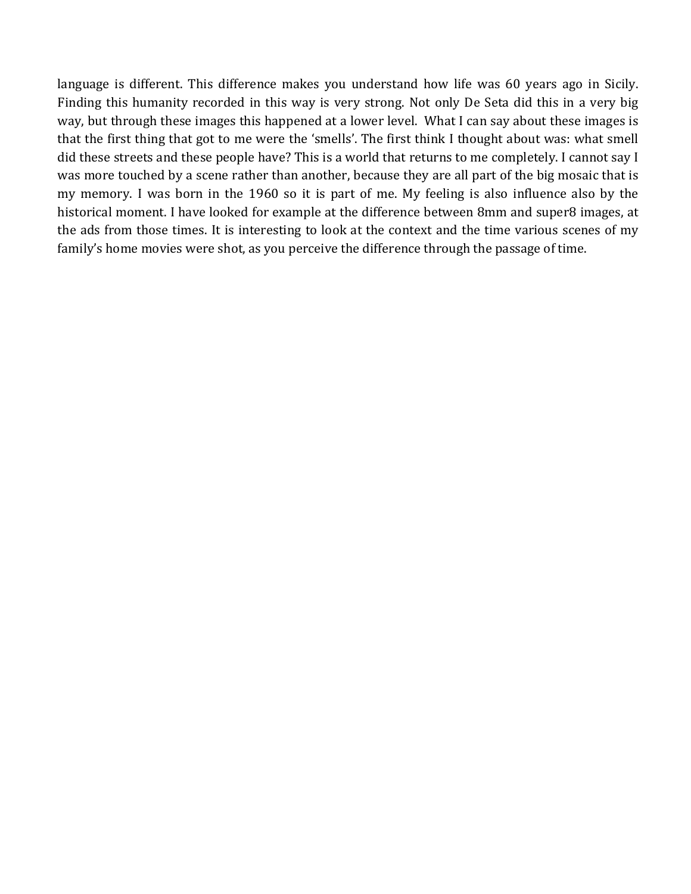language is different. This difference makes you understand how life was 60 years ago in Sicily. Finding this humanity recorded in this way is very strong. Not only De Seta did this in a very big way, but through these images this happened at a lower level. What I can say about these images is that the first thing that got to me were the 'smells'. The first think I thought about was: what smell did these streets and these people have? This is a world that returns to me completely. I cannot say I was more touched by a scene rather than another, because they are all part of the big mosaic that is my memory. I was born in the 1960 so it is part of me. My feeling is also influence also by the historical moment. I have looked for example at the difference between 8mm and super8 images, at the ads from those times. It is interesting to look at the context and the time various scenes of my family's home movies were shot, as you perceive the difference through the passage of time.